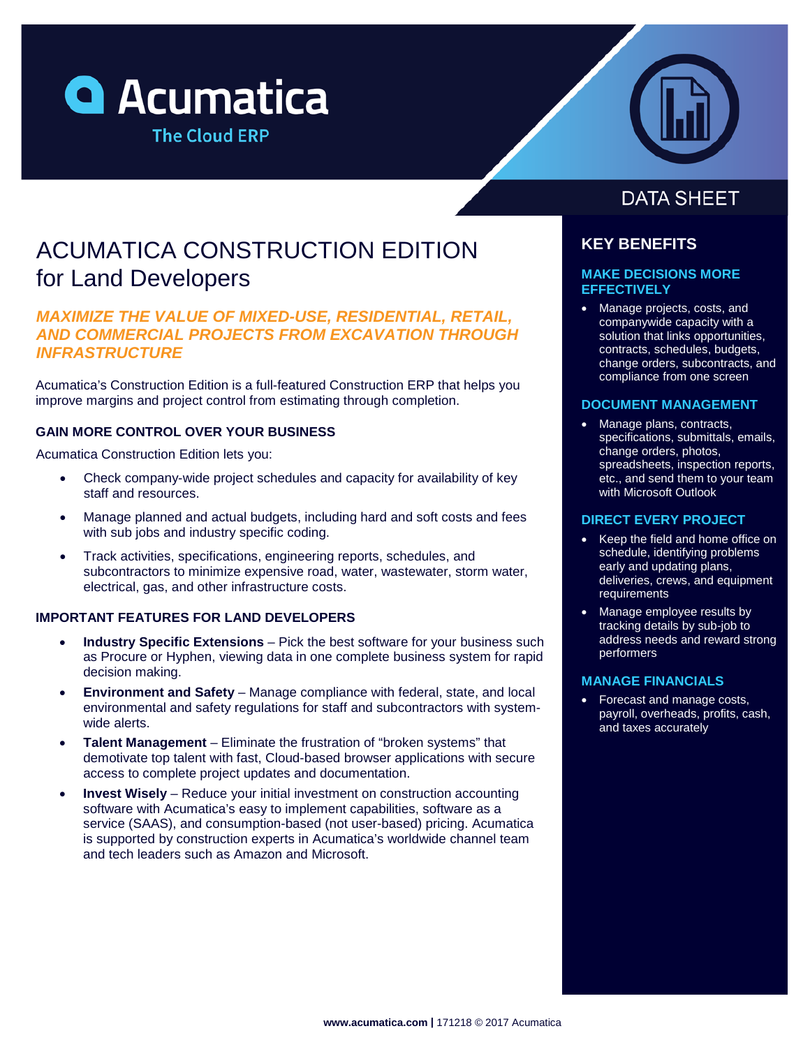Acumatica
The Cloud ERP

DATA SHEET

# ACUMATICA CONSTRUCTION EDITION for Land Developers

### *MAXIMIZE THE VALUE OF MIXED-USE, RESIDENTIAL, RETAIL, AND COMMERCIAL PROJECTS FROM EXCAVATION THROUGH INFRASTRUCTURE*

Acumatica's Construction Edition is a full-featured Construction ERP that helps you improve margins and project control from estimating through completion.

## GAIN MORE CONTROL OVER YOUR BUSINESS

Acumatica Construction Edition lets you:

- Check company-wide project schedules and capacity for availability of key staff and resources.
- Manage planned and actual budgets, including hard and soft costs and fees with sub jobs and industry specific coding.
- Track activities, specifications, engineering reports, schedules, and subcontractors to minimize expensive road, water, wastewater, storm water, electrical, gas, and other infrastructure costs.

## IMPORTANT FEATURES FOR LAND DEVELOPERS

- **Industry Specific Extensions** – Pick the best software for your business such as Procure or Hyphen, viewing data in one complete business system for rapid decision making.
- **Environment and Safety** – Manage compliance with federal, state, and local environmental and safety regulations for staff and subcontractors with system-wide alerts.
- **Talent Management** – Eliminate the frustration of "broken systems" that demotivate top talent with fast, Cloud-based browser applications with secure access to complete project updates and documentation.
- **Invest Wisely** – Reduce your initial investment on construction accounting software with Acumatica's easy to implement capabilities, software as a service (SAAS), and consumption-based (not user-based) pricing. Acumatica is supported by construction experts in Acumatica's worldwide channel team and tech leaders such as Amazon and Microsoft.

## KEY BENEFITS

### MAKE DECISIONS MORE EFFECTIVELY

- Manage projects, costs, and companywide capacity with a solution that links opportunities, contracts, schedules, budgets, change orders, subcontracts, and compliance from one screen

### DOCUMENT MANAGEMENT

- Manage plans, contracts, specifications, submittals, emails, change orders, photos, spreadsheets, inspection reports, etc., and send them to your team with Microsoft Outlook

### DIRECT EVERY PROJECT

- Keep the field and home office on schedule, identifying problems early and updating plans, deliveries, crews, and equipment requirements
- Manage employee results by tracking details by sub-job to address needs and reward strong performers

### MANAGE FINANCIALS

- Forecast and manage costs, payroll, overheads, profits, cash, and taxes accurately

**www.acumatica.com |** 171218 © 2017 Acumatica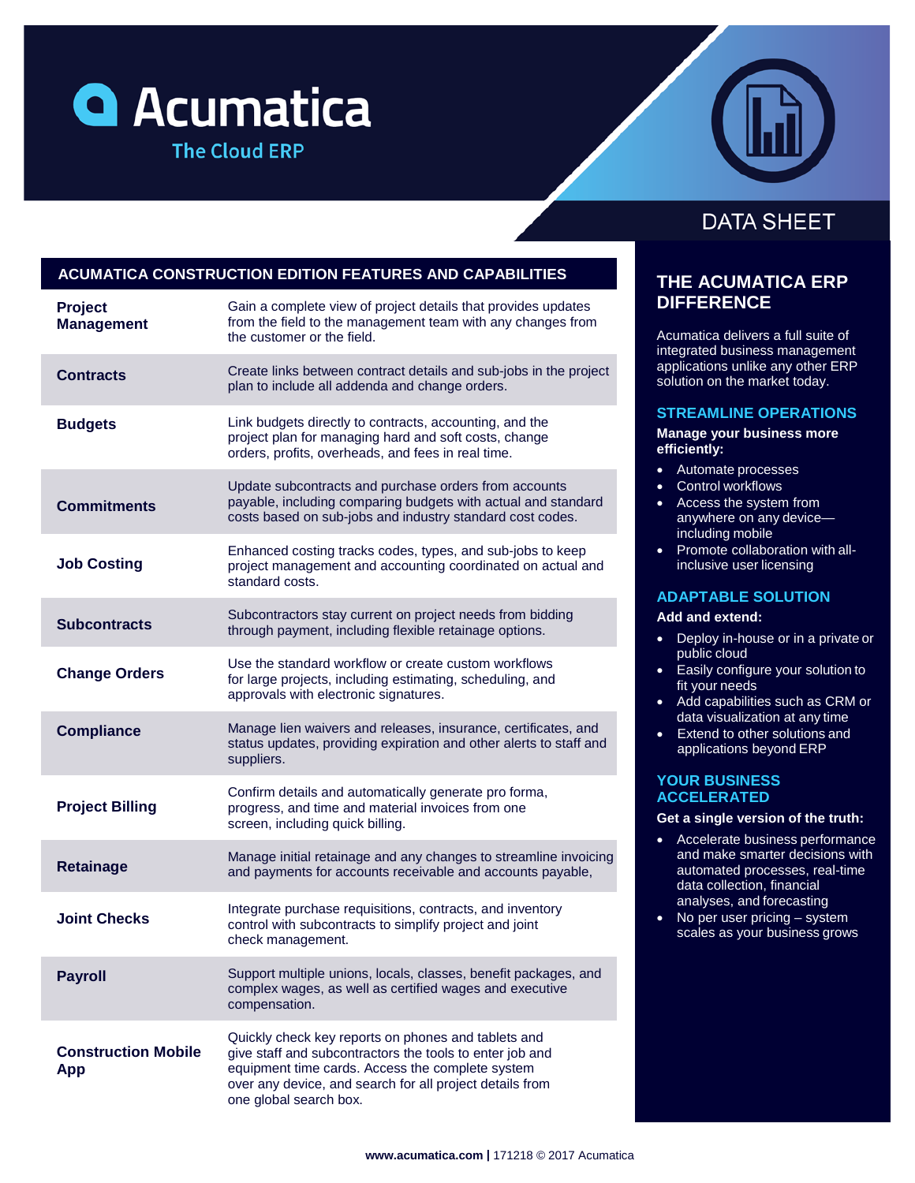Acumatica

The Cloud ERP

DATA SHEET

## ACUMATICA CONSTRUCTION EDITION FEATURES AND CAPABILITIES

| | |
|---|---|
| **Project Management** | Gain a complete view of project details that provides updates from the field to the management team with any changes from the customer or the field. |
| **Contracts** | Create links between contract details and sub-jobs in the project plan to include all addenda and change orders. |
| **Budgets** | Link budgets directly to contracts, accounting, and the project plan for managing hard and soft costs, change orders, profits, overheads, and fees in real time. |
| **Commitments** | Update subcontracts and purchase orders from accounts payable, including comparing budgets with actual and standard costs based on sub-jobs and industry standard cost codes. |
| **Job Costing** | Enhanced costing tracks codes, types, and sub-jobs to keep project management and accounting coordinated on actual and standard costs. |
| **Subcontracts** | Subcontractors stay current on project needs from bidding through payment, including flexible retainage options. |
| **Change Orders** | Use the standard workflow or create custom workflows for large projects, including estimating, scheduling, and approvals with electronic signatures. |
| **Compliance** | Manage lien waivers and releases, insurance, certificates, and status updates, providing expiration and other alerts to staff and suppliers. |
| **Project Billing** | Confirm details and automatically generate pro forma, progress, and time and material invoices from one screen, including quick billing. |
| **Retainage** | Manage initial retainage and any changes to streamline invoicing and payments for accounts receivable and accounts payable, |
| **Joint Checks** | Integrate purchase requisitions, contracts, and inventory control with subcontracts to simplify project and joint check management. |
| **Payroll** | Support multiple unions, locals, classes, benefit packages, and complex wages, as well as certified wages and executive compensation. |
| **Construction Mobile App** | Quickly check key reports on phones and tablets and give staff and subcontractors the tools to enter job and equipment time cards. Access the complete system over any device, and search for all project details from one global search box. |

## THE ACUMATICA ERP DIFFERENCE

Acumatica delivers a full suite of integrated business management applications unlike any other ERP solution on the market today.

### STREAMLINE OPERATIONS

**Manage your business more efficiently:**

- Automate processes
- Control workflows
- Access the system from anywhere on any device—including mobile
- Promote collaboration with all-inclusive user licensing

### ADAPTABLE SOLUTION

**Add and extend:**

- Deploy in-house or in a private or public cloud
- Easily configure your solution to fit your needs
- Add capabilities such as CRM or data visualization at any time
- Extend to other solutions and applications beyond ERP

### YOUR BUSINESS ACCELERATED

**Get a single version of the truth:**

- Accelerate business performance and make smarter decisions with automated processes, real-time data collection, financial analyses, and forecasting
- No per user pricing – system scales as your business grows

**www.acumatica.com |** 171218 © 2017 Acumatica